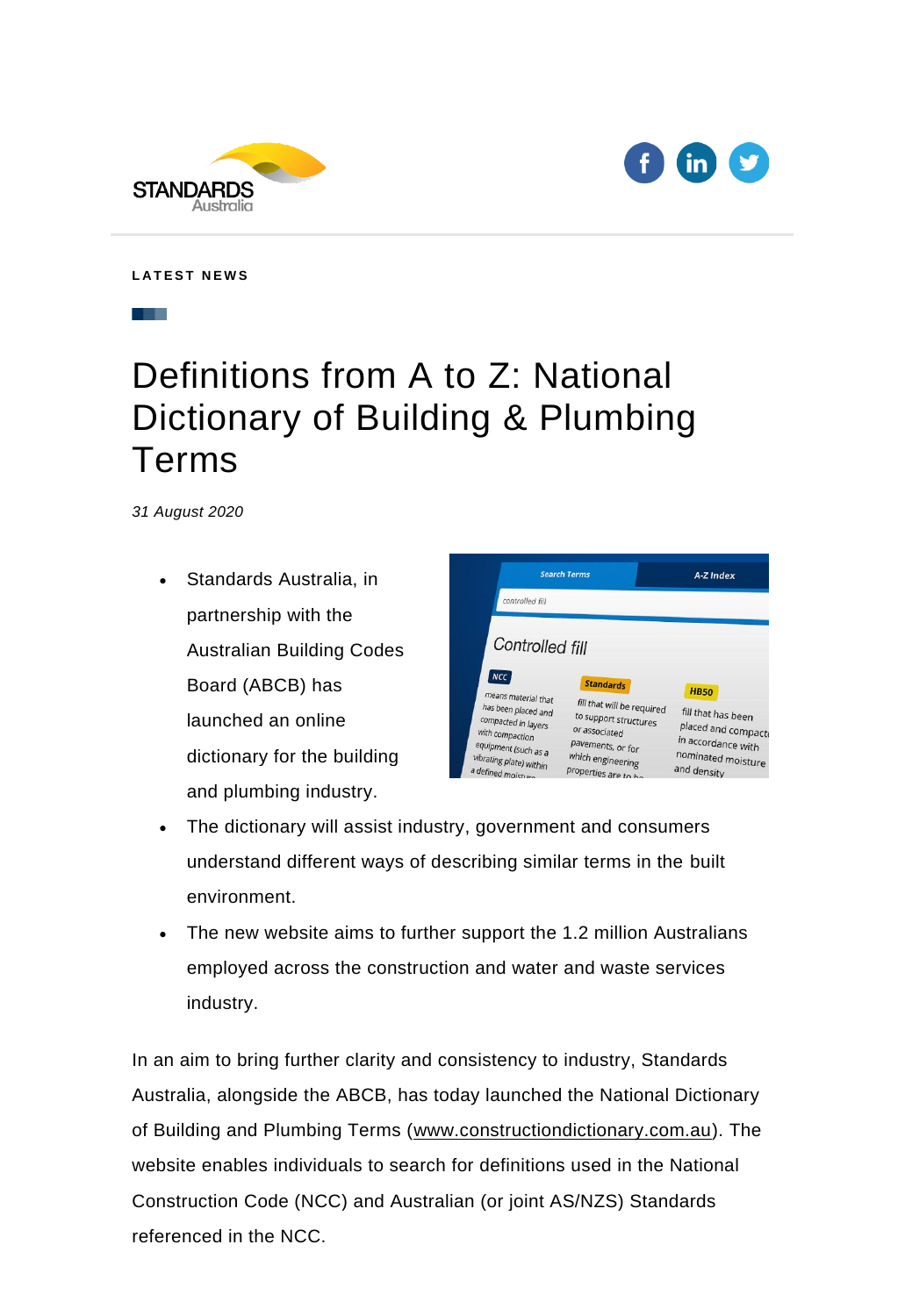LATEST NEWS

# Definitions from A to Z: National Dictionary of Building & Plumbing Terms

*31 August 2020*

- Standards Australia, in partnership with the Australian Building Codes Board (ABCB) has launched an online dictionary for the building and plumbing industry.
- The dictionary will assist industry, government and consumers understand different ways of describing similar terms in the built environment.
- The new website aims to further support the 1.2 million Australians employed across the construction and water and waste services industry.

In an aim to bring further clarity and consistency to industry, Standards Australia, alongside the ABCB, has today launched the National Dictionary of Building and Plumbing Terms (www.constructiondictionary.com.au). The website enables individuals to search for definitions used in the National Construction Code (NCC) and Australian (or joint AS/NZS) Standards referenced in the NCC.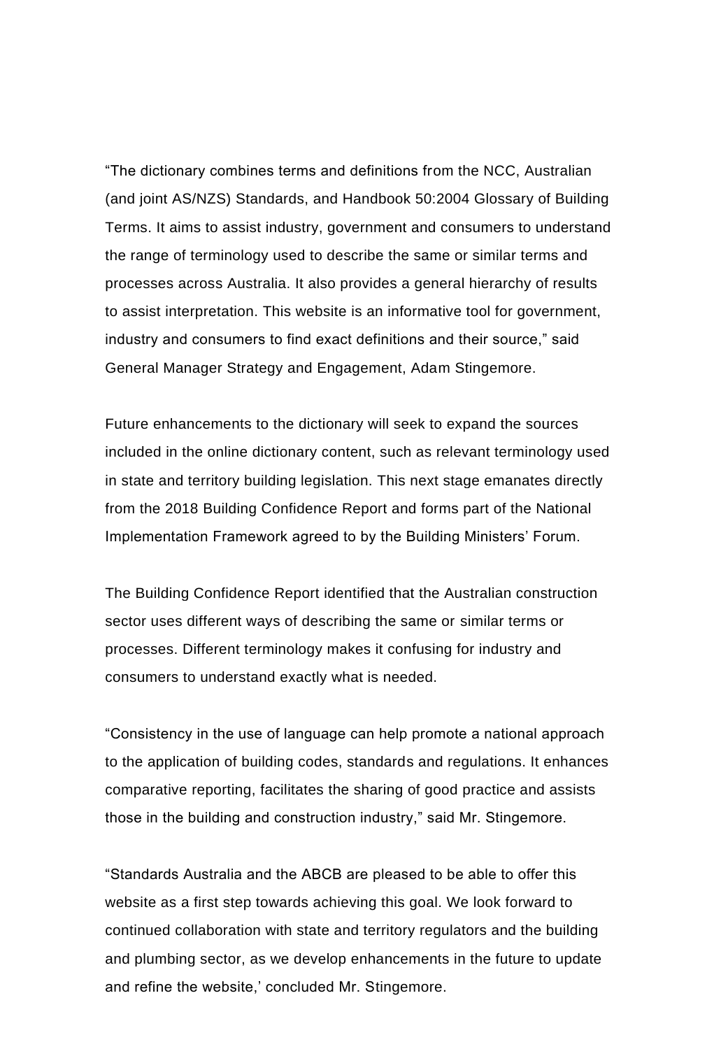"The dictionary combines terms and definitions from the NCC, Australian (and joint AS/NZS) Standards, and Handbook 50:2004 Glossary of Building Terms. It aims to assist industry, government and consumers to understand the range of terminology used to describe the same or similar terms and processes across Australia. It also provides a general hierarchy of results to assist interpretation. This website is an informative tool for government, industry and consumers to find exact definitions and their source," said General Manager Strategy and Engagement, Adam Stingemore.

Future enhancements to the dictionary will seek to expand the sources included in the online dictionary content, such as relevant terminology used in state and territory building legislation. This next stage emanates directly from the 2018 Building Confidence Report and forms part of the National Implementation Framework agreed to by the Building Ministers' Forum.

The Building Confidence Report identified that the Australian construction sector uses different ways of describing the same or similar terms or processes. Different terminology makes it confusing for industry and consumers to understand exactly what is needed.

"Consistency in the use of language can help promote a national approach to the application of building codes, standards and regulations. It enhances comparative reporting, facilitates the sharing of good practice and assists those in the building and construction industry," said Mr. Stingemore.

"Standards Australia and the ABCB are pleased to be able to offer this website as a first step towards achieving this goal. We look forward to continued collaboration with state and territory regulators and the building and plumbing sector, as we develop enhancements in the future to update and refine the website,' concluded Mr. Stingemore.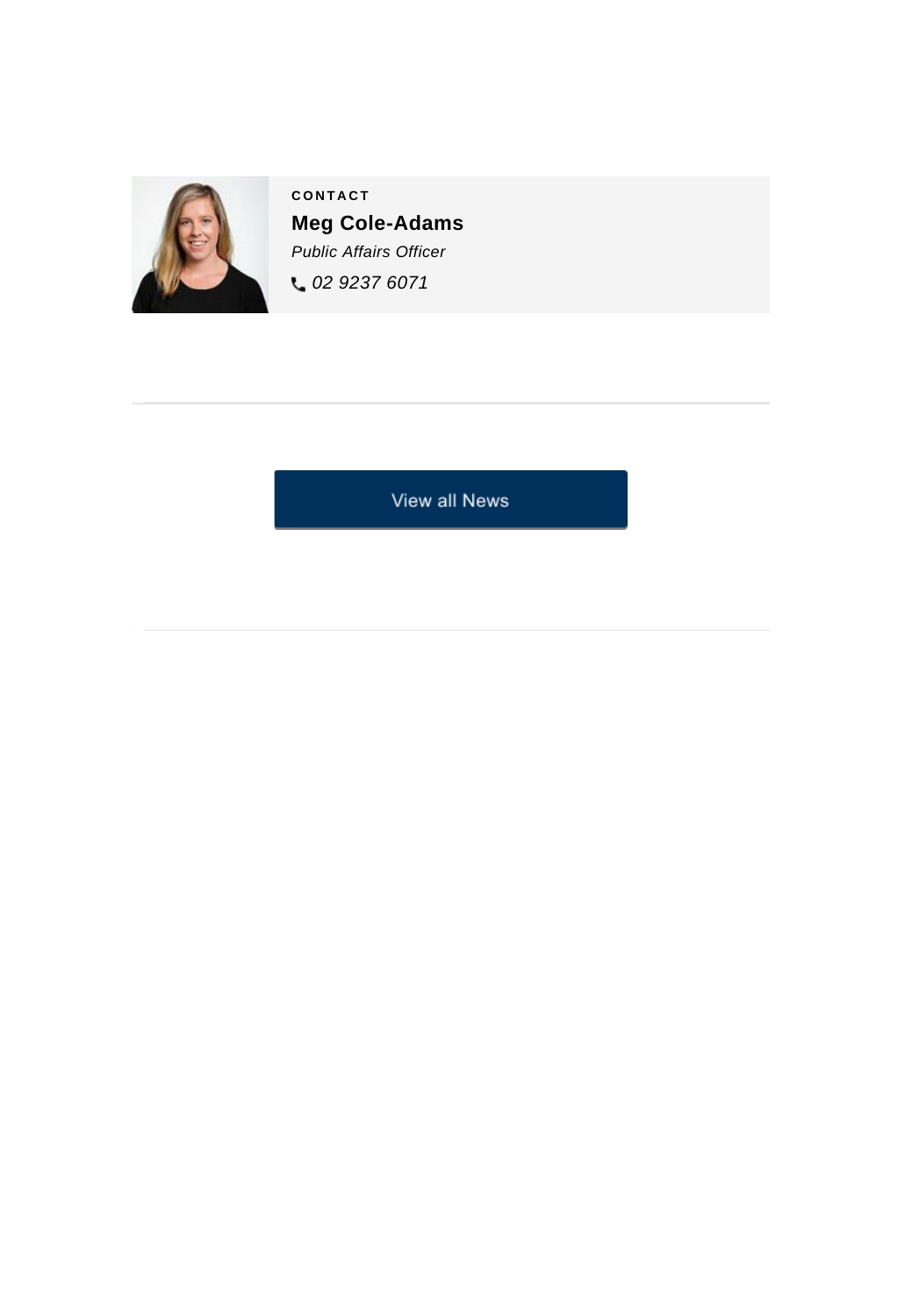**CONTACT**

**Meg Cole-Adams**

*Public Affairs Officer*

*02 9237 6071*

---

View all News

---